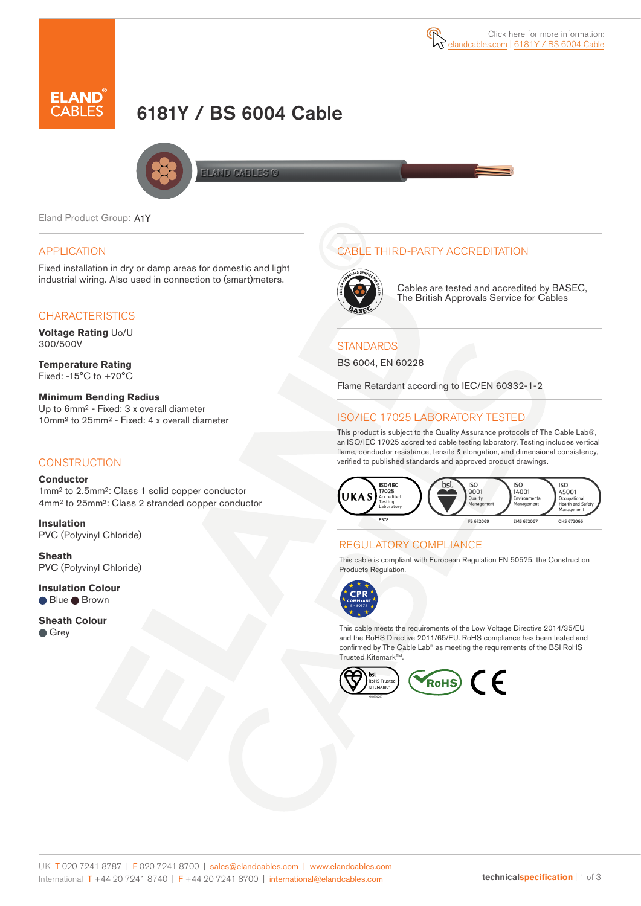Click here for more information: elandcables.com | 6181Y / BS 6004 Cable

ELAND® CABLES

# 6181Y / BS 6004 Cable

Eland Product Group: A1Y

## APPLICATION

Fixed installation in dry or damp areas for domestic and light industrial wiring. Also used in connection to (smart)meters.

## CHARACTERISTICS

**Voltage Rating** Uo/U
300/500V

**Temperature Rating**
Fixed: -15°C to +70°C

**Minimum Bending Radius**
Up to 6mm² - Fixed: 3 x overall diameter
10mm² to 25mm² - Fixed: 4 x overall diameter

## CONSTRUCTION

**Conductor**
1mm² to 2.5mm²: Class 1 solid copper conductor
4mm² to 25mm²: Class 2 stranded copper conductor

**Insulation**
PVC (Polyvinyl Chloride)

**Sheath**
PVC (Polyvinyl Chloride)

**Insulation Colour**
● Blue ● Brown

**Sheath Colour**
● Grey

## CABLE THIRD-PARTY ACCREDITATION

Cables are tested and accredited by BASEC, The British Approvals Service for Cables

## STANDARDS

BS 6004, EN 60228

Flame Retardant according to IEC/EN 60332-1-2

## ISO/IEC 17025 LABORATORY TESTED

This product is subject to the Quality Assurance protocols of The Cable Lab®, an ISO/IEC 17025 accredited cable testing laboratory. Testing includes vertical flame, conductor resistance, tensile & elongation, and dimensional consistency, verified to published standards and approved product drawings.

UKAS ISO/IEC 17025 Accredited Testing Laboratory 8578 | bsi. ISO 9001 Quality Management FS 672069 | ISO 14001 Environmental Management EMS 672067 | ISO 45001 Occupational Health and Safety Management OHS 672066

## REGULATORY COMPLIANCE

This cable is compliant with European Regulation EN 50575, the Construction Products Regulation.

CPR COMPLIANT EN 50575

This cable meets the requirements of the Low Voltage Directive 2014/35/EU and the RoHS Directive 2011/65/EU. RoHS compliance has been tested and confirmed by The Cable Lab® as meeting the requirements of the BSI RoHS Trusted Kitemark™.

bsi. RoHS Trusted KITEMARK™ | RoHS | CE

UK T 020 7241 8787 | F 020 7241 8700 | sales@elandcables.com | www.elandcables.com
International T +44 20 7241 8740 | F +44 20 7241 8700 | international@elandcables.com

technicalspecification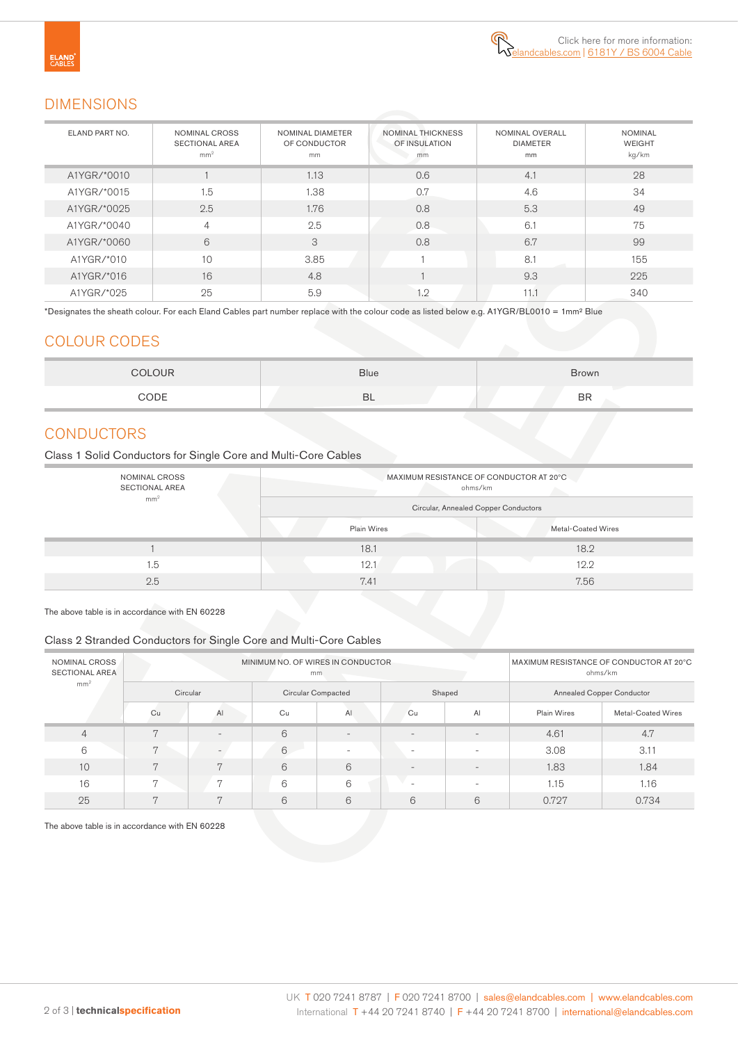Click here for more information: elandcables.com | 6181Y / BS 6004 Cable

## DIMENSIONS

| ELAND PART NO. | NOMINAL CROSS SECTIONAL AREA mm² | NOMINAL DIAMETER OF CONDUCTOR mm | NOMINAL THICKNESS OF INSULATION mm | NOMINAL OVERALL DIAMETER mm | NOMINAL WEIGHT kg/km |
|---|---|---|---|---|---|
| A1YGR/*0010 | 1 | 1.13 | 0.6 | 4.1 | 28 |
| A1YGR/*0015 | 1.5 | 1.38 | 0.7 | 4.6 | 34 |
| A1YGR/*0025 | 2.5 | 1.76 | 0.8 | 5.3 | 49 |
| A1YGR/*0040 | 4 | 2.5 | 0.8 | 6.1 | 75 |
| A1YGR/*0060 | 6 | 3 | 0.8 | 6.7 | 99 |
| A1YGR/*010 | 10 | 3.85 | 1 | 8.1 | 155 |
| A1YGR/*016 | 16 | 4.8 | 1 | 9.3 | 225 |
| A1YGR/*025 | 25 | 5.9 | 1.2 | 11.1 | 340 |

*Designates the sheath colour. For each Eland Cables part number replace with the colour code as listed below e.g. A1YGR/BL0010 = 1mm² Blue

## COLOUR CODES

| COLOUR | Blue | Brown |
|---|---|---|
| CODE | BL | BR |

## CONDUCTORS

### Class 1 Solid Conductors for Single Core and Multi-Core Cables

| NOMINAL CROSS SECTIONAL AREA mm² | MAXIMUM RESISTANCE OF CONDUCTOR AT 20°C ohms/km | |
|---|---|---|
| | Circular, Annealed Copper Conductors | |
| | Plain Wires | Metal-Coated Wires |
| 1 | 18.1 | 18.2 |
| 1.5 | 12.1 | 12.2 |
| 2.5 | 7.41 | 7.56 |

The above table is in accordance with EN 60228

### Class 2 Stranded Conductors for Single Core and Multi-Core Cables

| NOMINAL CROSS SECTIONAL AREA mm² | MINIMUM NO. OF WIRES IN CONDUCTOR mm | | | | | | MAXIMUM RESISTANCE OF CONDUCTOR AT 20°C ohms/km | |
|---|---|---|---|---|---|---|---|---|
| | Circular | | Circular Compacted | | Shaped | | Annealed Copper Conductor | |
| | Cu | Al | Cu | Al | Cu | Al | Plain Wires | Metal-Coated Wires |
| 4 | 7 | - | 6 | - | - | - | 4.61 | 4.7 |
| 6 | 7 | - | 6 | - | - | - | 3.08 | 3.11 |
| 10 | 7 | 7 | 6 | 6 | - | - | 1.83 | 1.84 |
| 16 | 7 | 7 | 6 | 6 | - | - | 1.15 | 1.16 |
| 25 | 7 | 7 | 6 | 6 | 6 | 6 | 0.727 | 0.734 |

The above table is in accordance with EN 60228

UK T 020 7241 8787 | F 020 7241 8700 | sales@elandcables.com | www.elandcables.com
International T +44 20 7241 8740 | F +44 20 7241 8700 | international@elandcables.com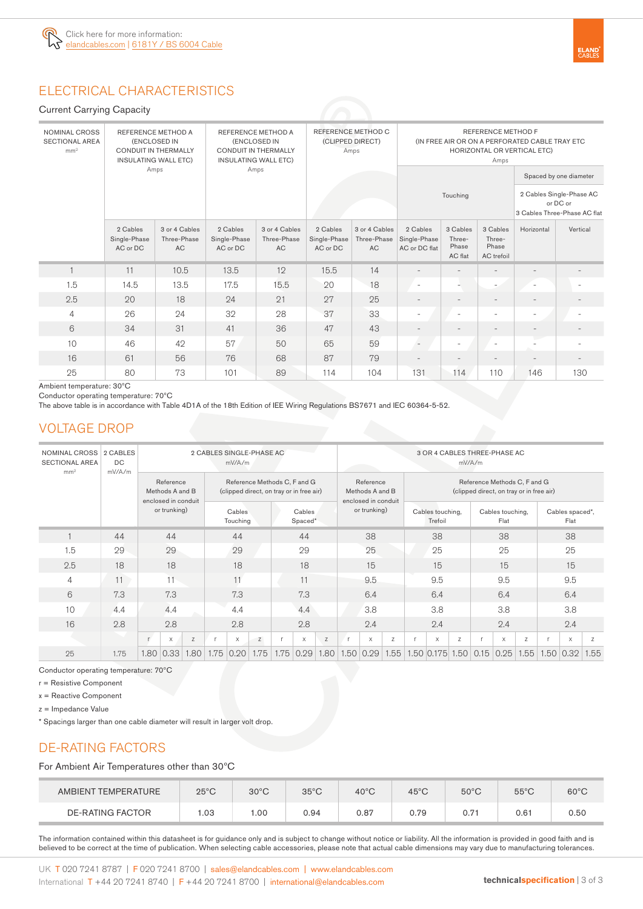Click here for more information:
elandcables.com | 6181Y / BS 6004 Cable

## ELECTRICAL CHARACTERISTICS

Current Carrying Capacity

| NOMINAL CROSS SECTIONAL AREA mm² | REFERENCE METHOD A (ENCLOSED IN CONDUIT IN THERMALLY INSULATING WALL ETC) Amps | | REFERENCE METHOD A (ENCLOSED IN CONDUIT IN THERMALLY INSULATING WALL ETC) Amps | | REFERENCE METHOD C (CLIPPED DIRECT) Amps | | REFERENCE METHOD F (IN FREE AIR OR ON A PERFORATED CABLE TRAY ETC HORIZONTAL OR VERTICAL ETC) Amps | | | | |
|---|---|---|---|---|---|---|---|---|---|---|---|
| | | | | | | | Touching | | | Spaced by one diameter 2 Cables Single-Phase AC or DC or 3 Cables Three-Phase AC flat | |
| | 2 Cables Single-Phase AC or DC | 3 or 4 Cables Three-Phase AC | 2 Cables Single-Phase AC or DC | 3 or 4 Cables Three-Phase AC | 2 Cables Single-Phase AC or DC | 3 or 4 Cables Three-Phase AC | 2 Cables Single-Phase AC or DC flat | 3 Cables Three-Phase AC flat | 3 Cables Three-Phase AC trefoil | Horizontal | Vertical |
| 1 | 11 | 10.5 | 13.5 | 12 | 15.5 | 14 | - | - | - | - | - |
| 1.5 | 14.5 | 13.5 | 17.5 | 15.5 | 20 | 18 | - | - | - | - | - |
| 2.5 | 20 | 18 | 24 | 21 | 27 | 25 | - | - | - | - | - |
| 4 | 26 | 24 | 32 | 28 | 37 | 33 | - | - | - | - | - |
| 6 | 34 | 31 | 41 | 36 | 47 | 43 | - | - | - | - | - |
| 10 | 46 | 42 | 57 | 50 | 65 | 59 | - | - | - | - | - |
| 16 | 61 | 56 | 76 | 68 | 87 | 79 | - | - | - | - | - |
| 25 | 80 | 73 | 101 | 89 | 114 | 104 | 131 | 114 | 110 | 146 | 130 |

Ambient temperature: 30°C
Conductor operating temperature: 70°C
The above table is in accordance with Table 4D1A of the 18th Edition of IEE Wiring Regulations BS7671 and IEC 60364-5-52.

## VOLTAGE DROP

| NOMINAL CROSS SECTIONAL AREA mm² | 2 CABLES DC mV/A/m | 2 CABLES SINGLE-PHASE AC mV/A/m | | | | | | | | | 3 OR 4 CABLES THREE-PHASE AC mV/A/m | | | | | | | | | | | |
|---|---|---|---|---|---|---|---|---|---|---|---|---|---|---|---|---|---|---|---|---|---|---|
| | | Reference Methods A and B enclosed in conduit or trunking) | | | Reference Methods C, F and G (clipped direct, on tray or in free air) | | | | | | Reference Methods A and B enclosed in conduit or trunking) | | | Reference Methods C, F and G (clipped direct, on tray or in free air) | | | | | | | | |
| | | | | | Cables Touching | | | Cables Spaced* | | | | | | Cables touching, Trefoil | | | Cables touching, Flat | | | Cables spaced*, Flat | | |
| 1 | 44 | 44 | | | 44 | | | 44 | | | 38 | | | 38 | | | 38 | | | 38 | | |
| 1.5 | 29 | 29 | | | 29 | | | 29 | | | 25 | | | 25 | | | 25 | | | 25 | | |
| 2.5 | 18 | 18 | | | 18 | | | 18 | | | 15 | | | 15 | | | 15 | | | 15 | | |
| 4 | 11 | 11 | | | 11 | | | 11 | | | 9.5 | | | 9.5 | | | 9.5 | | | 9.5 | | |
| 6 | 7.3 | 7.3 | | | 7.3 | | | 7.3 | | | 6.4 | | | 6.4 | | | 6.4 | | | 6.4 | | |
| 10 | 4.4 | 4.4 | | | 4.4 | | | 4.4 | | | 3.8 | | | 3.8 | | | 3.8 | | | 3.8 | | |
| 16 | 2.8 | 2.8 | | | 2.8 | | | 2.8 | | | 2.4 | | | 2.4 | | | 2.4 | | | 2.4 | | |
| | | r | x | z | r | x | z | r | x | z | r | x | z | r | x | z | r | x | z | r | x | z |
| 25 | 1.75 | 1.80 | 0.33 | 1.80 | 1.75 | 0.20 | 1.75 | 1.75 | 0.29 | 1.80 | 1.50 | 0.29 | 1.55 | 1.50 | 0.175 | 1.50 | 0.15 | 0.25 | 1.55 | 1.50 | 0.32 | 1.55 |

Conductor operating temperature: 70°C

r = Resistive Component

x = Reactive Component

z = Impedance Value

* Spacings larger than one cable diameter will result in larger volt drop.

## DE-RATING FACTORS

For Ambient Air Temperatures other than 30°C

| AMBIENT TEMPERATURE | 25°C | 30°C | 35°C | 40°C | 45°C | 50°C | 55°C | 60°C |
|---|---|---|---|---|---|---|---|---|
| DE-RATING FACTOR | 1.03 | 1.00 | 0.94 | 0.87 | 0.79 | 0.71 | 0.61 | 0.50 |

The information contained within this datasheet is for guidance only and is subject to change without notice or liability. All the information is provided in good faith and is believed to be correct at the time of publication. When selecting cable accessories, please note that actual cable dimensions may vary due to manufacturing tolerances.

UK T 020 7241 8787 | F 020 7241 8700 | sales@elandcables.com | www.elandcables.com
International T +44 20 7241 8740 | F +44 20 7241 8700 | international@elandcables.com